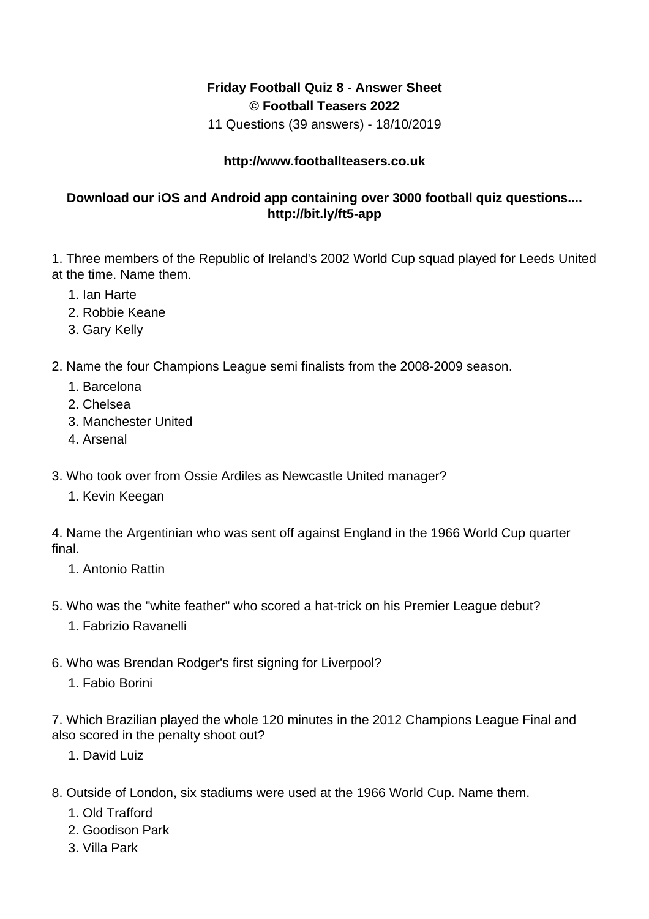**Friday Football Quiz 8 - Answer Sheet**
**© Football Teasers 2022**
11 Questions (39 answers) - 18/10/2019

**http://www.footballteasers.co.uk**

**Download our iOS and Android app containing over 3000 football quiz questions.... http://bit.ly/ft5-app**

1. Three members of the Republic of Ireland's 2002 World Cup squad played for Leeds United at the time. Name them.
    1. Ian Harte
    2. Robbie Keane
    3. Gary Kelly

2. Name the four Champions League semi finalists from the 2008-2009 season.
    1. Barcelona
    2. Chelsea
    3. Manchester United
    4. Arsenal

3. Who took over from Ossie Ardiles as Newcastle United manager?
    1. Kevin Keegan

4. Name the Argentinian who was sent off against England in the 1966 World Cup quarter final.
    1. Antonio Rattin

5. Who was the "white feather" who scored a hat-trick on his Premier League debut?
    1. Fabrizio Ravanelli

6. Who was Brendan Rodger's first signing for Liverpool?
    1. Fabio Borini

7. Which Brazilian played the whole 120 minutes in the 2012 Champions League Final and also scored in the penalty shoot out?
    1. David Luiz

8. Outside of London, six stadiums were used at the 1966 World Cup. Name them.
    1. Old Trafford
    2. Goodison Park
    3. Villa Park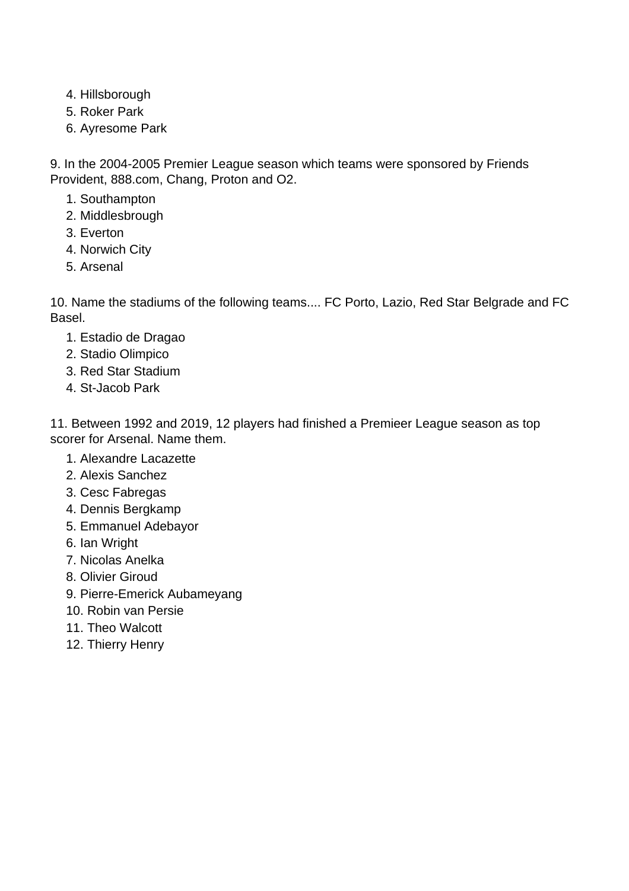4. Hillsborough
5. Roker Park
6. Ayresome Park

9. In the 2004-2005 Premier League season which teams were sponsored by Friends Provident, 888.com, Chang, Proton and O2.

1. Southampton
2. Middlesbrough
3. Everton
4. Norwich City
5. Arsenal

10. Name the stadiums of the following teams.... FC Porto, Lazio, Red Star Belgrade and FC Basel.

1. Estadio de Dragao
2. Stadio Olimpico
3. Red Star Stadium
4. St-Jacob Park

11. Between 1992 and 2019, 12 players had finished a Premieer League season as top scorer for Arsenal. Name them.

1. Alexandre Lacazette
2. Alexis Sanchez
3. Cesc Fabregas
4. Dennis Bergkamp
5. Emmanuel Adebayor
6. Ian Wright
7. Nicolas Anelka
8. Olivier Giroud
9. Pierre-Emerick Aubameyang
10. Robin van Persie
11. Theo Walcott
12. Thierry Henry